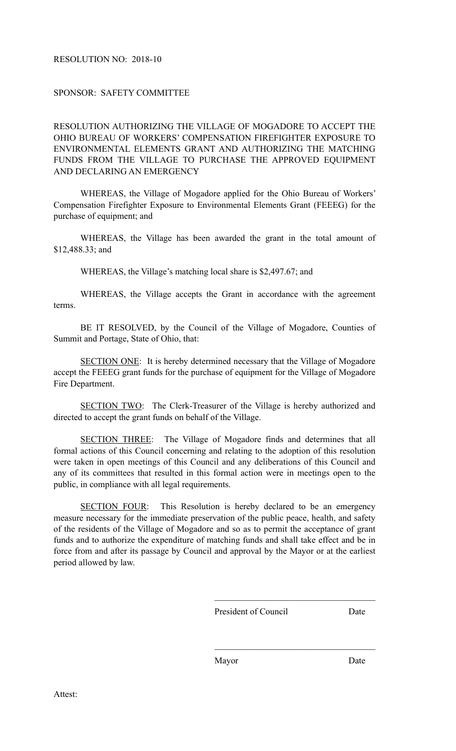RESOLUTION NO: 2018-10

SPONSOR: SAFETY COMMITTEE

RESOLUTION AUTHORIZING THE VILLAGE OF MOGADORE TO ACCEPT THE OHIO BUREAU OF WORKERS' COMPENSATION FIREFIGHTER EXPOSURE TO ENVIRONMENTAL ELEMENTS GRANT AND AUTHORIZING THE MATCHING FUNDS FROM THE VILLAGE TO PURCHASE THE APPROVED EQUIPMENT AND DECLARING AN EMERGENCY

WHEREAS, the Village of Mogadore applied for the Ohio Bureau of Workers' Compensation Firefighter Exposure to Environmental Elements Grant (FEEEG) for the purchase of equipment; and

WHEREAS, the Village has been awarded the grant in the total amount of $12,488.33; and

WHEREAS, the Village's matching local share is $2,497.67; and

WHEREAS, the Village accepts the Grant in accordance with the agreement terms.

BE IT RESOLVED, by the Council of the Village of Mogadore, Counties of Summit and Portage, State of Ohio, that:

<u>SECTION ONE</u>: It is hereby determined necessary that the Village of Mogadore accept the FEEEG grant funds for the purchase of equipment for the Village of Mogadore Fire Department.

<u>SECTION TWO</u>: The Clerk-Treasurer of the Village is hereby authorized and directed to accept the grant funds on behalf of the Village.

<u>SECTION THREE</u>: The Village of Mogadore finds and determines that all formal actions of this Council concerning and relating to the adoption of this resolution were taken in open meetings of this Council and any deliberations of this Council and any of its committees that resulted in this formal action were in meetings open to the public, in compliance with all legal requirements.

<u>SECTION FOUR</u>: This Resolution is hereby declared to be an emergency measure necessary for the immediate preservation of the public peace, health, and safety of the residents of the Village of Mogadore and so as to permit the acceptance of grant funds and to authorize the expenditure of matching funds and shall take effect and be in force from and after its passage by Council and approval by the Mayor or at the earliest period allowed by law.

\_\_\_\_\_\_\_\_\_\_\_\_\_\_\_\_\_\_\_\_\_\_\_\_\_\_\_\_\_\_\_\_\_\_\_\_

President of Council Date

\_\_\_\_\_\_\_\_\_\_\_\_\_\_\_\_\_\_\_\_\_\_\_\_\_\_\_\_\_\_\_\_\_\_\_\_

Mayor Date

Attest: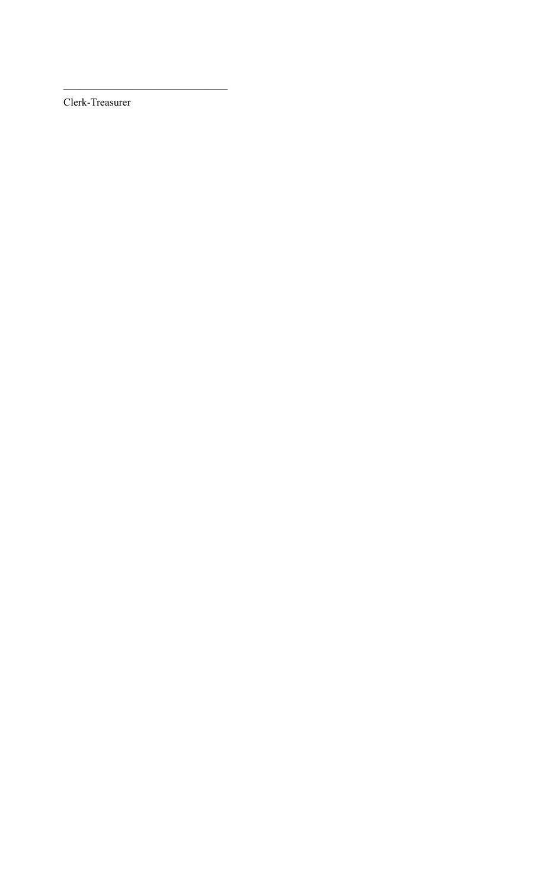\_\_\_\_\_\_\_\_\_\_\_\_\_\_\_\_\_\_\_\_\_\_\_\_\_\_\_\_\_\_\_\_

Clerk-Treasurer